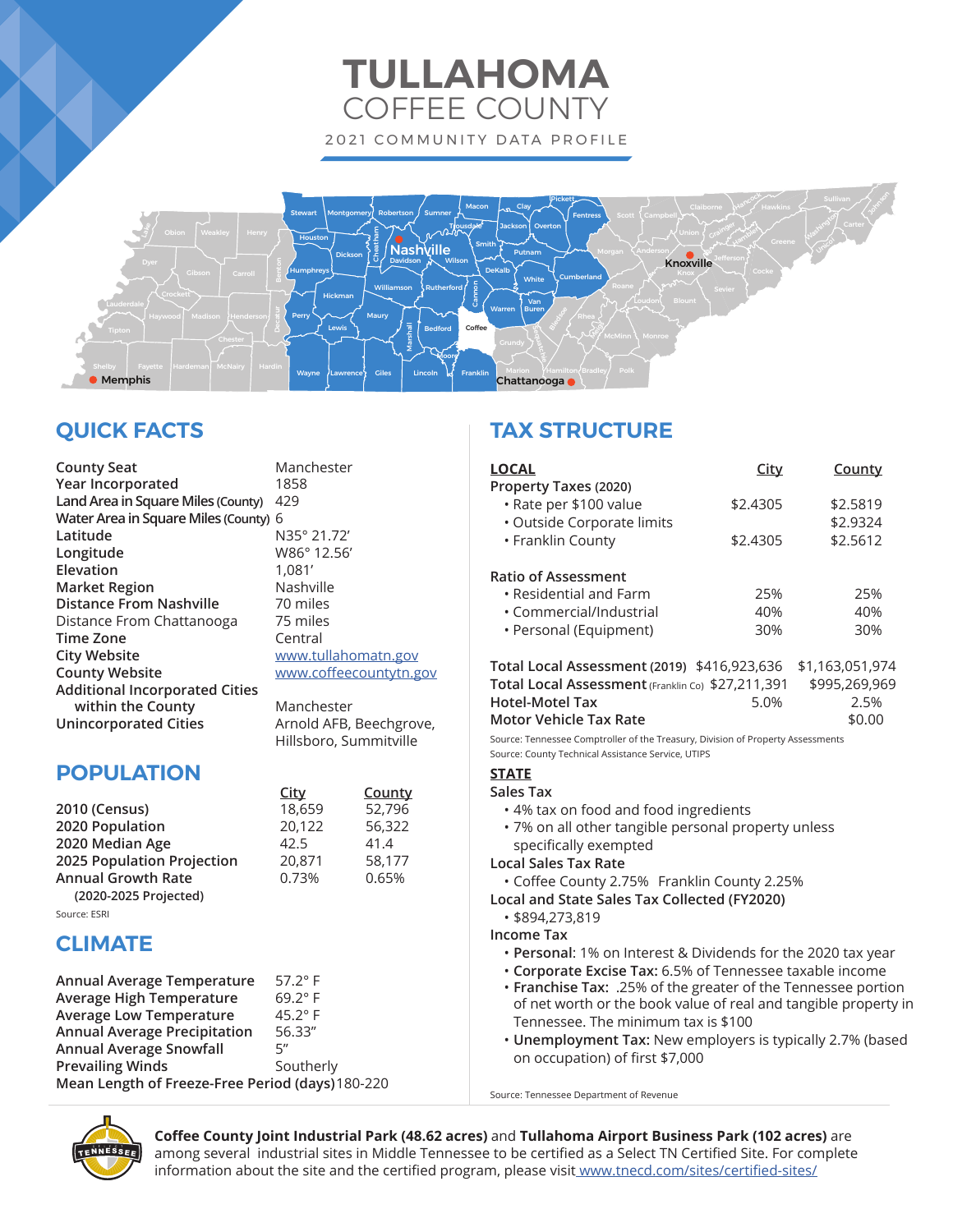# TULLAHOMA
## COFFEE COUNTY

2021 COMMUNITY DATA PROFILE

## QUICK FACTS

| | |
|---|---|
| **County Seat** | Manchester |
| **Year Incorporated** | 1858 |
| **Land Area in Square Miles** (County) | 429 |
| **Water Area in Square Miles** (County) | 6 |
| **Latitude** | N35° 21.72' |
| **Longitude** | W86° 12.56' |
| **Elevation** | 1,081' |
| **Market Region** | Nashville |
| **Distance From Nashville** | 70 miles |
| Distance From Chattanooga | 75 miles |
| **Time Zone** | Central |
| **City Website** | www.tullahomatn.gov |
| **County Website** | www.coffeecountytn.gov |
| **Additional Incorporated Cities within the County** | Manchester |
| **Unincorporated Cities** | Arnold AFB, Beechgrove, Hillsboro, Summitville |

## POPULATION

| | City | County |
|---|---|---|
| **2010 (Census)** | 18,659 | 52,796 |
| **2020 Population** | 20,122 | 56,322 |
| **2020 Median Age** | 42.5 | 41.4 |
| **2025 Population Projection** | 20,871 | 58,177 |
| **Annual Growth Rate (2020-2025 Projected)** | 0.73% | 0.65% |

Source: ESRI

## CLIMATE

| | |
|---|---|
| **Annual Average Temperature** | 57.2° F |
| **Average High Temperature** | 69.2° F |
| **Average Low Temperature** | 45.2° F |
| **Annual Average Precipitation** | 56.33" |
| **Annual Average Snowfall** | 5" |
| **Prevailing Winds** | Southerly |
| **Mean Length of Freeze-Free Period (days)** | 180-220 |

## TAX STRUCTURE

| LOCAL | City | County |
|---|---|---|
| **Property Taxes** (2020) | | |
| • Rate per $100 value | $2.4305 | $2.5819 |
| • Outside Corporate limits | | $2.9324 |
| • Franklin County | $2.4305 | $2.5612 |
| **Ratio of Assessment** | | |
| • Residential and Farm | 25% | 25% |
| • Commercial/Industrial | 40% | 40% |
| • Personal (Equipment) | 30% | 30% |
| **Total Local Assessment** (2019) | $416,923,636 | $1,163,051,974 |
| **Total Local Assessment** (Franklin Co) | $27,211,391 | $995,269,969 |
| **Hotel-Motel Tax** | 5.0% | 2.5% |
| **Motor Vehicle Tax Rate** | | $0.00 |

Source: Tennessee Comptroller of the Treasury, Division of Property Assessments
Source: County Technical Assistance Service, UTIPS

### STATE

**Sales Tax**
- 4% tax on food and food ingredients
- 7% on all other tangible personal property unless specifically exempted

**Local Sales Tax Rate**
- Coffee County 2.75% Franklin County 2.25%

**Local and State Sales Tax Collected (FY2020)**
- $894,273,819

**Income Tax**
- **Personal**: 1% on Interest & Dividends for the 2020 tax year
- **Corporate Excise Tax:** 6.5% of Tennessee taxable income
- **Franchise Tax:** .25% of the greater of the Tennessee portion of net worth or the book value of real and tangible property in Tennessee. The minimum tax is $100
- **Unemployment Tax:** New employers is typically 2.7% (based on occupation) of first $7,000

Source: Tennessee Department of Revenue

**Coffee County Joint Industrial Park (48.62 acres)** and **Tullahoma Airport Business Park (102 acres)** are among several industrial sites in Middle Tennessee to be certified as a Select TN Certified Site. For complete information about the site and the certified program, please visit www.tnecd.com/sites/certified-sites/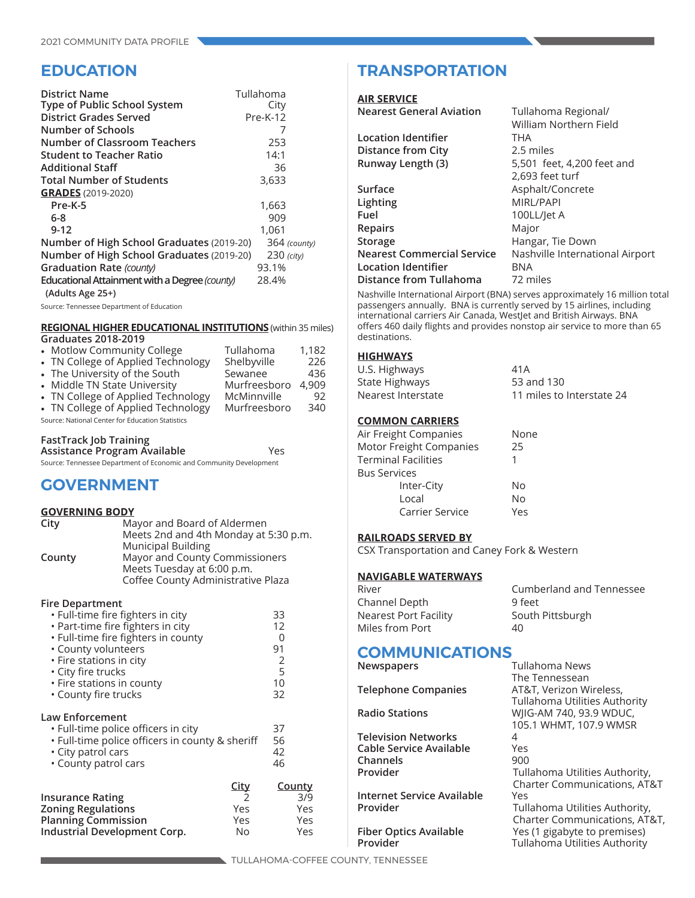# EDUCATION

| | |
|---|---|
| **District Name** | Tullahoma |
| **Type of Public School System** | City |
| **District Grades Served** | Pre-K-12 |
| **Number of Schools** | 7 |
| **Number of Classroom Teachers** | 253 |
| **Student to Teacher Ratio** | 14:1 |
| **Additional Staff** | 36 |
| **Total Number of Students** | 3,633 |
| **GRADES** (2019-2020) | |
| Pre-K-5 | 1,663 |
| 6-8 | 909 |
| 9-12 | 1,061 |
| **Number of High School Graduates** (2019-20) | 364 *(county)* |
| **Number of High School Graduates** (2019-20) | 230 *(city)* |
| **Graduation Rate** *(county)* | 93.1% |
| **Educational Attainment with a Degree** *(county)* **(Adults Age 25+)** | 28.4% |

Source: Tennessee Department of Education

**REGIONAL HIGHER EDUCATIONAL INSTITUTIONS** (within 35 miles)
**Graduates 2018-2019**

| Institution | Location | Graduates |
|---|---|---|
| Motlow Community College | Tullahoma | 1,182 |
| TN College of Applied Technology | Shelbyville | 226 |
| The University of the South | Sewanee | 436 |
| Middle TN State University | Murfreesboro | 4,909 |
| TN College of Applied Technology | McMinnville | 92 |
| TN College of Applied Technology | Murfreesboro | 340 |

Source: National Center for Education Statistics

**FastTrack Job Training Assistance Program Available** — Yes

Source: Tennessee Department of Economic and Community Development

# GOVERNMENT

**GOVERNING BODY**

**City** — Mayor and Board of Aldermen
Meets 2nd and 4th Monday at 5:30 p.m.
Municipal Building

**County** — Mayor and County Commissioners
Meets Tuesday at 6:00 p.m.
Coffee County Administrative Plaza

**Fire Department**

| | |
|---|---|
| • Full-time fire fighters in city | 33 |
| • Part-time fire fighters in city | 12 |
| • Full-time fire fighters in county | 0 |
| • County volunteers | 91 |
| • Fire stations in city | 2 |
| • City fire trucks | 5 |
| • Fire stations in county | 10 |
| • County fire trucks | 32 |

**Law Enforcement**

| | |
|---|---|
| • Full-time police officers in city | 37 |
| • Full-time police officers in county & sheriff | 56 |
| • City patrol cars | 42 |
| • County patrol cars | 46 |

| | City | County |
|---|---|---|
| **Insurance Rating** | 2 | 3/9 |
| **Zoning Regulations** | Yes | Yes |
| **Planning Commission** | Yes | Yes |
| **Industrial Development Corp.** | No | Yes |

# TRANSPORTATION

**AIR SERVICE**

| | |
|---|---|
| **Nearest General Aviation** | Tullahoma Regional/ William Northern Field |
| **Location Identifier** | THA |
| **Distance from City** | 2.5 miles |
| **Runway Length (3)** | 5,501 feet, 4,200 feet and 2,693 feet turf |
| **Surface** | Asphalt/Concrete |
| **Lighting** | MIRL/PAPI |
| **Fuel** | 100LL/Jet A |
| **Repairs** | Major |
| **Storage** | Hangar, Tie Down |
| **Nearest Commercial Service** | Nashville International Airport |
| **Location Identifier** | BNA |
| **Distance from Tullahoma** | 72 miles |

Nashville International Airport (BNA) serves approximately 16 million total passengers annually. BNA is currently served by 15 airlines, including international carriers Air Canada, WestJet and British Airways. BNA offers 460 daily flights and provides nonstop air service to more than 65 destinations.

**HIGHWAYS**

| | |
|---|---|
| U.S. Highways | 41A |
| State Highways | 53 and 130 |
| Nearest Interstate | 11 miles to Interstate 24 |

**COMMON CARRIERS**

| | |
|---|---|
| Air Freight Companies | None |
| Motor Freight Companies | 25 |
| Terminal Facilities | 1 |
| Bus Services | |
| Inter-City | No |
| Local | No |
| Carrier Service | Yes |

**RAILROADS SERVED BY**

CSX Transportation and Caney Fork & Western

**NAVIGABLE WATERWAYS**

| | |
|---|---|
| River | Cumberland and Tennessee |
| Channel Depth | 9 feet |
| Nearest Port Facility | South Pittsburgh |
| Miles from Port | 40 |

# COMMUNICATIONS

| | |
|---|---|
| **Newspapers** | Tullahoma News, The Tennessean |
| **Telephone Companies** | AT&T, Verizon Wireless, Tullahoma Utilities Authority |
| **Radio Stations** | WJIG-AM 740, 93.9 WDUC, 105.1 WHMT, 107.9 WMSR |
| **Television Networks** | 4 |
| **Cable Service Available** | Yes |
| **Channels** | 900 |
| **Provider** | Tullahoma Utilities Authority, Charter Communications, AT&T |
| **Internet Service Available** | Yes |
| **Provider** | Tullahoma Utilities Authority, Charter Communications, AT&T, |
| **Fiber Optics Available** | Yes (1 gigabyte to premises) |
| **Provider** | Tullahoma Utilities Authority |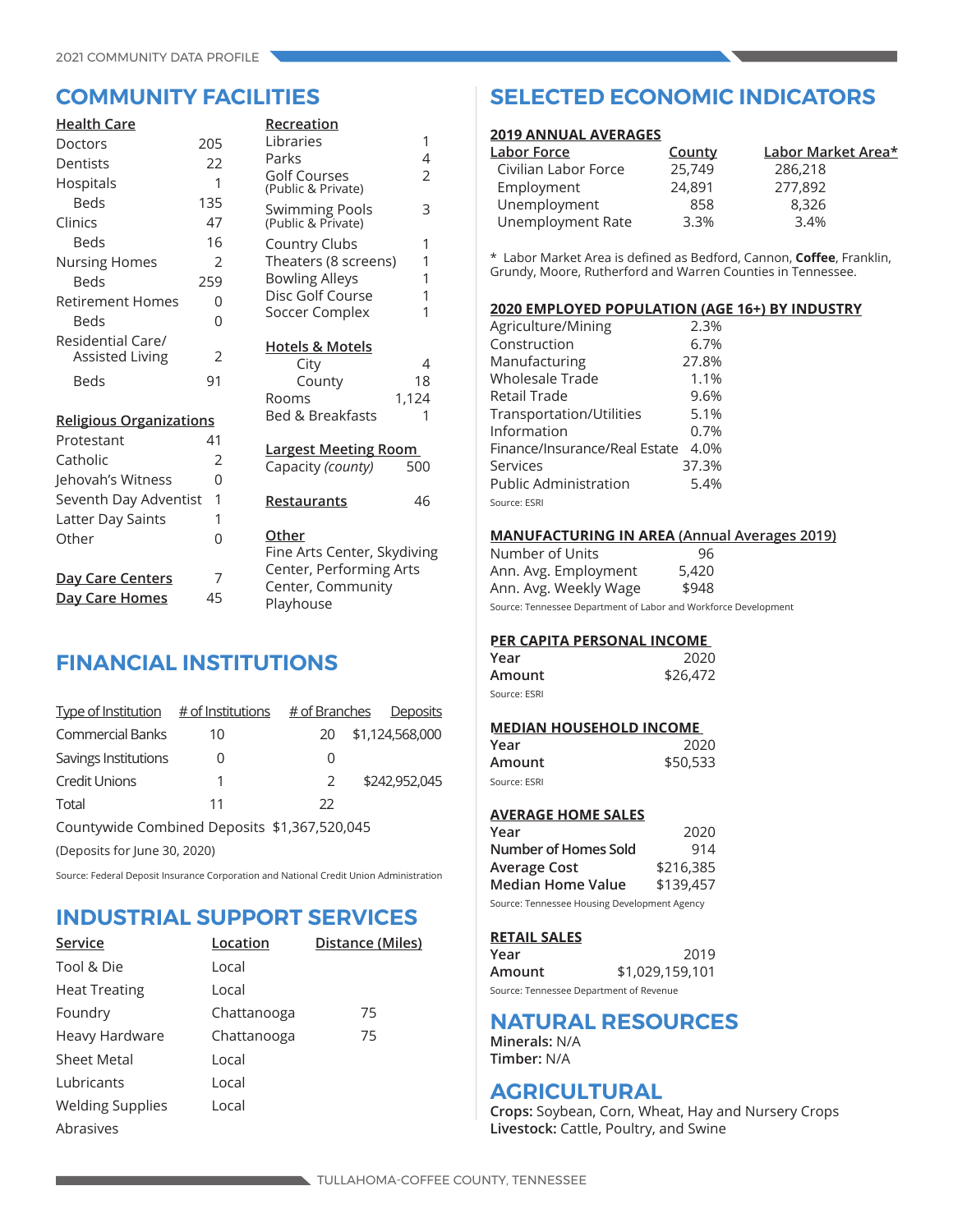## COMMUNITY FACILITIES

**Health Care**

| | |
|---|---|
| Doctors | 205 |
| Dentists | 22 |
| Hospitals | 1 |
| Beds | 135 |
| Clinics | 47 |
| Beds | 16 |
| Nursing Homes | 2 |
| Beds | 259 |
| Retirement Homes | 0 |
| Beds | 0 |
| Residential Care/ Assisted Living | 2 |
| Beds | 91 |

**Religious Organizations**

| | |
|---|---|
| Protestant | 41 |
| Catholic | 2 |
| Jehovah's Witness | 0 |
| Seventh Day Adventist | 1 |
| Latter Day Saints | 1 |
| Other | 0 |

| | |
|---|---|
| **Day Care Centers** | 7 |
| **Day Care Homes** | 45 |

**Recreation**

| | |
|---|---|
| Libraries | 1 |
| Parks | 4 |
| Golf Courses (Public & Private) | 2 |
| Swimming Pools (Public & Private) | 3 |
| Country Clubs | 1 |
| Theaters (8 screens) | 1 |
| Bowling Alleys | 1 |
| Disc Golf Course | 1 |
| Soccer Complex | 1 |

**Hotels & Motels**

| | |
|---|---|
| City | 4 |
| County | 18 |
| Rooms | 1,124 |
| Bed & Breakfasts | 1 |

**Largest Meeting Room**

| | |
|---|---|
| Capacity *(county)* | 500 |

| | |
|---|---|
| **Restaurants** | 46 |

**Other**

Fine Arts Center, Skydiving Center, Performing Arts Center, Community Playhouse

## FINANCIAL INSTITUTIONS

| Type of Institution | # of Institutions | # of Branches | Deposits |
|---|---|---|---|
| Commercial Banks | 10 | 20 | $1,124,568,000 |
| Savings Institutions | 0 | 0 | |
| Credit Unions | 1 | 2 | $242,952,045 |
| Total | 11 | 22 | |

Countywide Combined Deposits $1,367,520,045

(Deposits for June 30, 2020)

Source: Federal Deposit Insurance Corporation and National Credit Union Administration

## INDUSTRIAL SUPPORT SERVICES

| Service | Location | Distance (Miles) |
|---|---|---|
| Tool & Die | Local | |
| Heat Treating | Local | |
| Foundry | Chattanooga | 75 |
| Heavy Hardware | Chattanooga | 75 |
| Sheet Metal | Local | |
| Lubricants | Local | |
| Welding Supplies | Local | |
| Abrasives | | |

## SELECTED ECONOMIC INDICATORS

**2019 ANNUAL AVERAGES**

| Labor Force | County | Labor Market Area* |
|---|---|---|
| Civilian Labor Force | 25,749 | 286,218 |
| Employment | 24,891 | 277,892 |
| Unemployment | 858 | 8,326 |
| Unemployment Rate | 3.3% | 3.4% |

* Labor Market Area is defined as Bedford, Cannon, **Coffee**, Franklin, Grundy, Moore, Rutherford and Warren Counties in Tennessee.

**2020 EMPLOYED POPULATION (AGE 16+) BY INDUSTRY**

| | |
|---|---|
| Agriculture/Mining | 2.3% |
| Construction | 6.7% |
| Manufacturing | 27.8% |
| Wholesale Trade | 1.1% |
| Retail Trade | 9.6% |
| Transportation/Utilities | 5.1% |
| Information | 0.7% |
| Finance/Insurance/Real Estate | 4.0% |
| Services | 37.3% |
| Public Administration | 5.4% |

Source: ESRI

**MANUFACTURING IN AREA (Annual Averages 2019)**

| | |
|---|---|
| Number of Units | 96 |
| Ann. Avg. Employment | 5,420 |
| Ann. Avg. Weekly Wage | $948 |

Source: Tennessee Department of Labor and Workforce Development

**PER CAPITA PERSONAL INCOME**

| | |
|---|---|
| **Year** | 2020 |
| **Amount** | $26,472 |

Source: ESRI

**MEDIAN HOUSEHOLD INCOME**

| | |
|---|---|
| **Year** | 2020 |
| **Amount** | $50,533 |

Source: ESRI

**AVERAGE HOME SALES**

| | |
|---|---|
| **Year** | 2020 |
| **Number of Homes Sold** | 914 |
| **Average Cost** | $216,385 |
| **Median Home Value** | $139,457 |

Source: Tennessee Housing Development Agency

**RETAIL SALES**

| | |
|---|---|
| **Year** | 2019 |
| **Amount** | $1,029,159,101 |

Source: Tennessee Department of Revenue

## NATURAL RESOURCES

**Minerals:** N/A
**Timber:** N/A

## AGRICULTURAL

**Crops:** Soybean, Corn, Wheat, Hay and Nursery Crops
**Livestock:** Cattle, Poultry, and Swine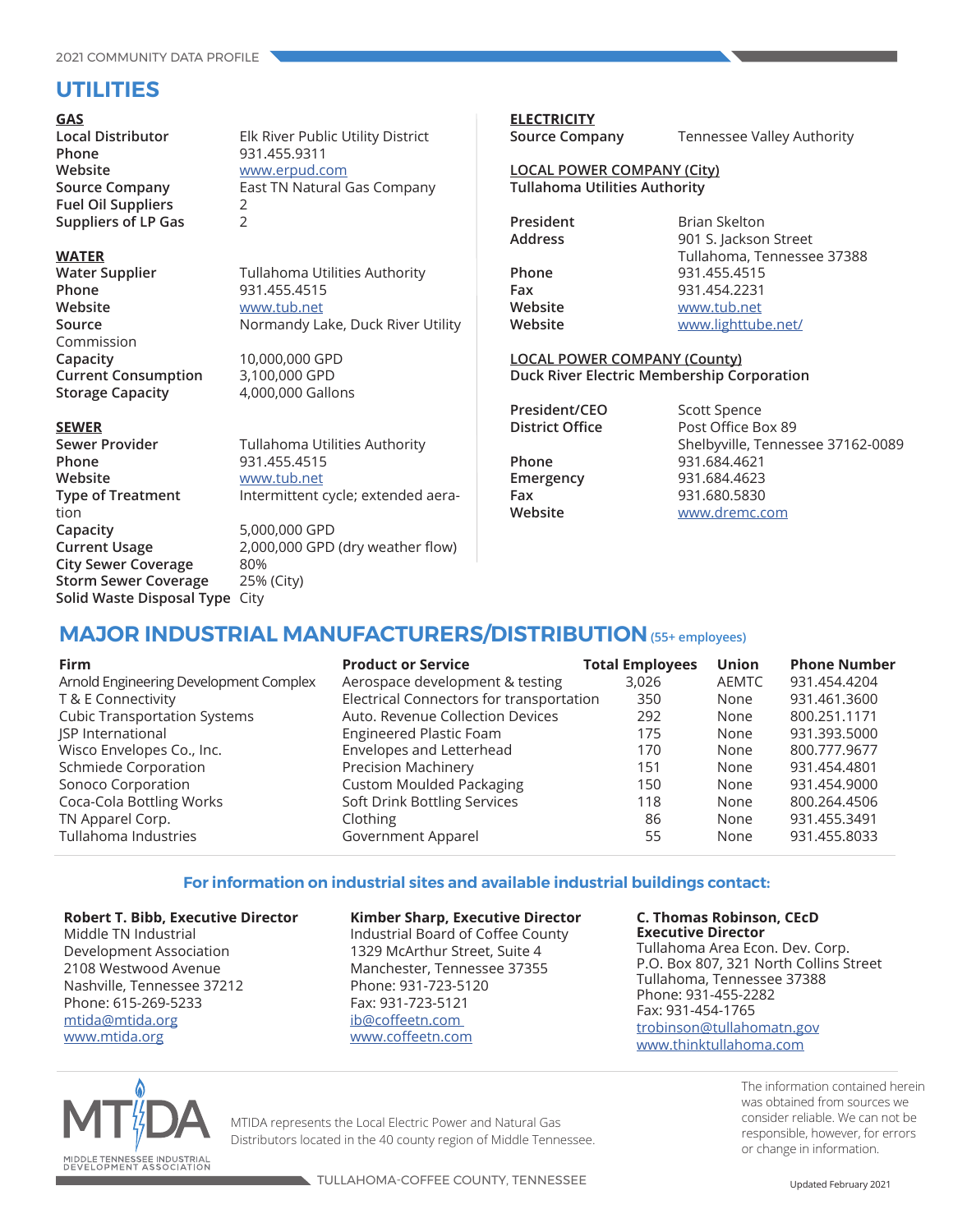# UTILITIES

**GAS**

**Local Distributor** Elk River Public Utility District
**Phone** 931.455.9311
**Website** www.erpud.com
**Source Company** East TN Natural Gas Company
**Fuel Oil Suppliers** 2
**Suppliers of LP Gas** 2

**WATER**

**Water Supplier** Tullahoma Utilities Authority
**Phone** 931.455.4515
**Website** www.tub.net
**Source** Normandy Lake, Duck River Utility Commission
**Capacity** 10,000,000 GPD
**Current Consumption** 3,100,000 GPD
**Storage Capacity** 4,000,000 Gallons

**SEWER**

**Sewer Provider** Tullahoma Utilities Authority
**Phone** 931.455.4515
**Website** www.tub.net
**Type of Treatment** Intermittent cycle; extended aeration
**Capacity** 5,000,000 GPD
**Current Usage** 2,000,000 GPD (dry weather flow)
**City Sewer Coverage** 80%
**Storm Sewer Coverage** 25% (City)
**Solid Waste Disposal Type** City

**ELECTRICITY**

**Source Company** Tennessee Valley Authority

**LOCAL POWER COMPANY (City)**

**Tullahoma Utilities Authority**

**President** Brian Skelton
**Address** 901 S. Jackson Street, Tullahoma, Tennessee 37388
**Phone** 931.455.4515
**Fax** 931.454.2231
**Website** www.tub.net
**Website** www.lighttube.net/

**LOCAL POWER COMPANY (County)**

**Duck River Electric Membership Corporation**

**President/CEO** Scott Spence
**District Office** Post Office Box 89, Shelbyville, Tennessee 37162-0089
**Phone** 931.684.4621
**Emergency** 931.684.4623
**Fax** 931.680.5830
**Website** www.dremc.com

# MAJOR INDUSTRIAL MANUFACTURERS/DISTRIBUTION (55+ employees)

| Firm | Product or Service | Total Employees | Union | Phone Number |
|---|---|---|---|---|
| Arnold Engineering Development Complex | Aerospace development & testing | 3,026 | AEMTC | 931.454.4204 |
| T & E Connectivity | Electrical Connectors for transportation | 350 | None | 931.461.3600 |
| Cubic Transportation Systems | Auto. Revenue Collection Devices | 292 | None | 800.251.1171 |
| JSP International | Engineered Plastic Foam | 175 | None | 931.393.5000 |
| Wisco Envelopes Co., Inc. | Envelopes and Letterhead | 170 | None | 800.777.9677 |
| Schmiede Corporation | Precision Machinery | 151 | None | 931.454.4801 |
| Sonoco Corporation | Custom Moulded Packaging | 150 | None | 931.454.9000 |
| Coca-Cola Bottling Works | Soft Drink Bottling Services | 118 | None | 800.264.4506 |
| TN Apparel Corp. | Clothing | 86 | None | 931.455.3491 |
| Tullahoma Industries | Government Apparel | 55 | None | 931.455.8033 |

## For information on industrial sites and available industrial buildings contact:

**Robert T. Bibb, Executive Director**
Middle TN Industrial Development Association
2108 Westwood Avenue
Nashville, Tennessee 37212
Phone: 615-269-5233
mtida@mtida.org
www.mtida.org

**Kimber Sharp, Executive Director**
Industrial Board of Coffee County
1329 McArthur Street, Suite 4
Manchester, Tennessee 37355
Phone: 931-723-5120
Fax: 931-723-5121
ib@coffeetn.com
www.coffeetn.com

**C. Thomas Robinson, CEcD**
**Executive Director**
Tullahoma Area Econ. Dev. Corp.
P.O. Box 807, 321 North Collins Street
Tullahoma, Tennessee 37388
Phone: 931-455-2282
Fax: 931-454-1765
trobinson@tullahomatn.gov
www.thinktullahoma.com

MTIDA MIDDLE TENNESSEE INDUSTRIAL DEVELOPMENT ASSOCIATION

MTIDA represents the Local Electric Power and Natural Gas Distributors located in the 40 county region of Middle Tennessee.

The information contained herein was obtained from sources we consider reliable. We can not be responsible, however, for errors or change in information.

Updated February 2021